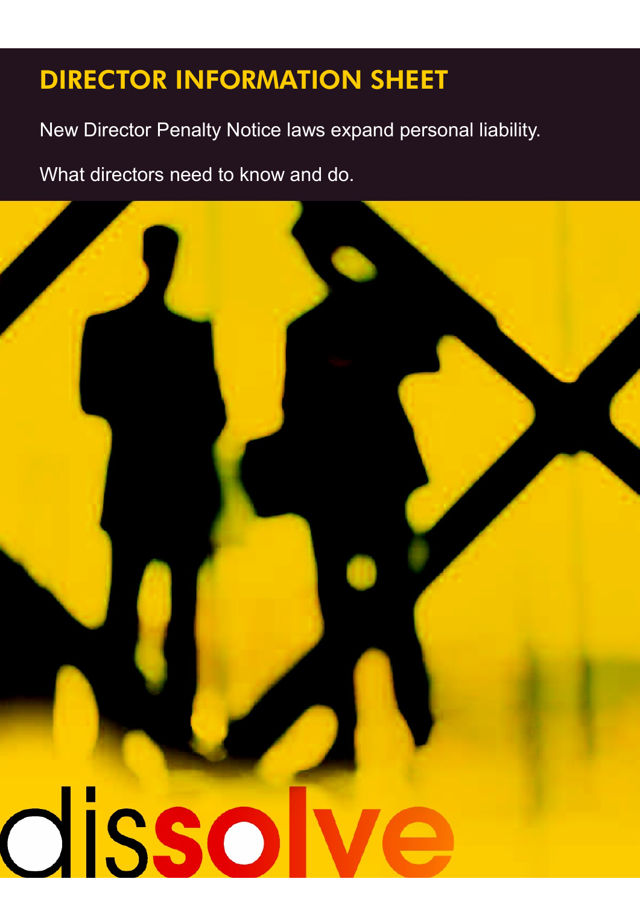# DIRECTOR INFORMATION SHEET

New Director Penalty Notice laws expand personal liability.

What directors need to know and do.

dissolve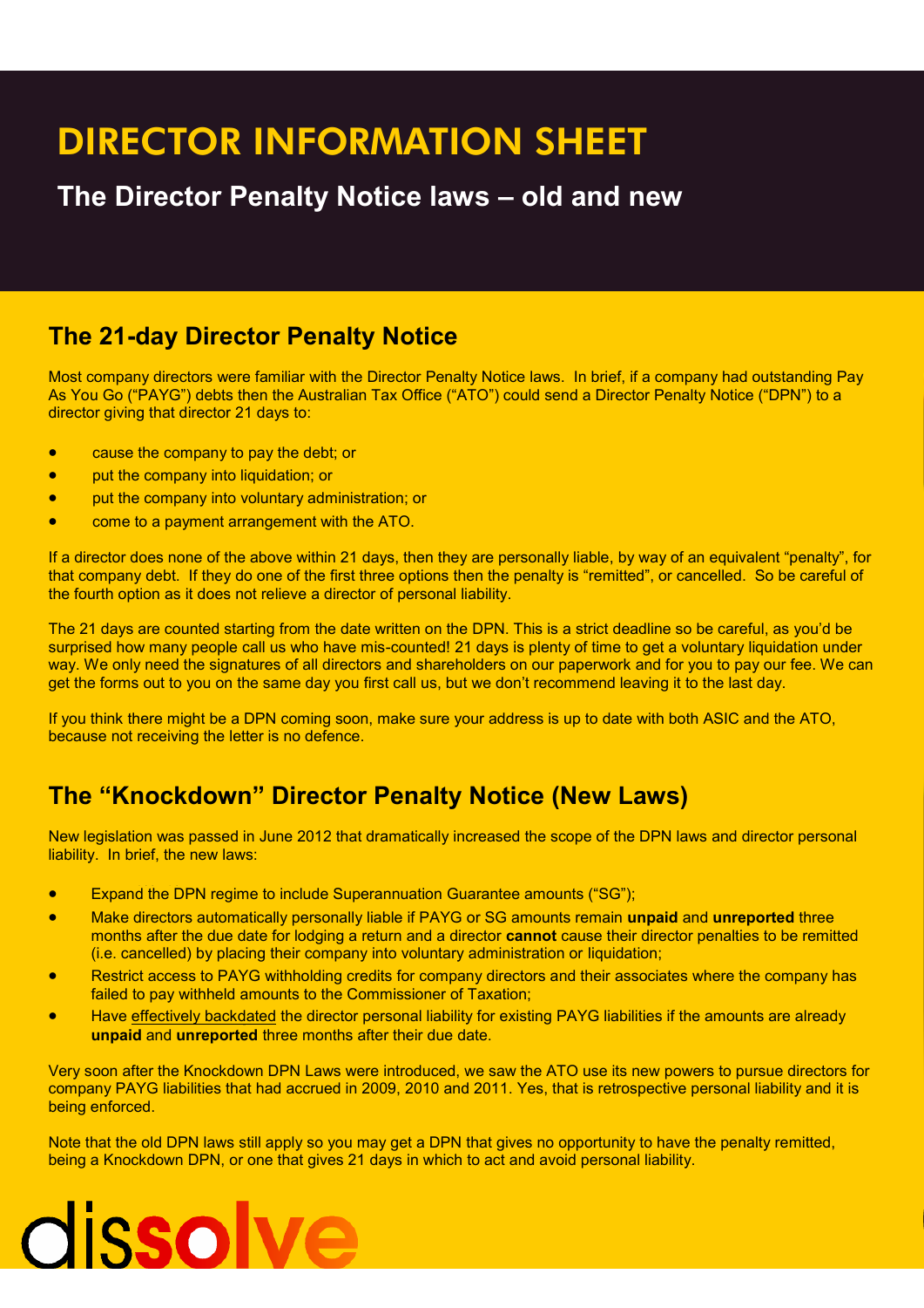# DIRECTOR INFORMATION SHEET

## The Director Penalty Notice laws – old and new

## The 21-day Director Penalty Notice

Most company directors were familiar with the Director Penalty Notice laws. In brief, if a company had outstanding Pay As You Go ("PAYG") debts then the Australian Tax Office ("ATO") could send a Director Penalty Notice ("DPN") to a director giving that director 21 days to:

- cause the company to pay the debt; or
- put the company into liquidation; or
- put the company into voluntary administration; or
- come to a payment arrangement with the ATO.

If a director does none of the above within 21 days, then they are personally liable, by way of an equivalent "penalty", for that company debt. If they do one of the first three options then the penalty is "remitted", or cancelled. So be careful of the fourth option as it does not relieve a director of personal liability.

The 21 days are counted starting from the date written on the DPN. This is a strict deadline so be careful, as you'd be surprised how many people call us who have mis-counted! 21 days is plenty of time to get a voluntary liquidation under way. We only need the signatures of all directors and shareholders on our paperwork and for you to pay our fee. We can get the forms out to you on the same day you first call us, but we don't recommend leaving it to the last day.

If you think there might be a DPN coming soon, make sure your address is up to date with both ASIC and the ATO, because not receiving the letter is no defence.

## The "Knockdown" Director Penalty Notice (New Laws)

New legislation was passed in June 2012 that dramatically increased the scope of the DPN laws and director personal liability. In brief, the new laws:

- Expand the DPN regime to include Superannuation Guarantee amounts ("SG");
- Make directors automatically personally liable if PAYG or SG amounts remain **unpaid** and **unreported** three months after the due date for lodging a return and a director **cannot** cause their director penalties to be remitted (i.e. cancelled) by placing their company into voluntary administration or liquidation;
- Restrict access to PAYG withholding credits for company directors and their associates where the company has failed to pay withheld amounts to the Commissioner of Taxation;
- Have effectively backdated the director personal liability for existing PAYG liabilities if the amounts are already **unpaid** and **unreported** three months after their due date.

Very soon after the Knockdown DPN Laws were introduced, we saw the ATO use its new powers to pursue directors for company PAYG liabilities that had accrued in 2009, 2010 and 2011. Yes, that is retrospective personal liability and it is being enforced.

Note that the old DPN laws still apply so you may get a DPN that gives no opportunity to have the penalty remitted, being a Knockdown DPN, or one that gives 21 days in which to act and avoid personal liability.

dissolve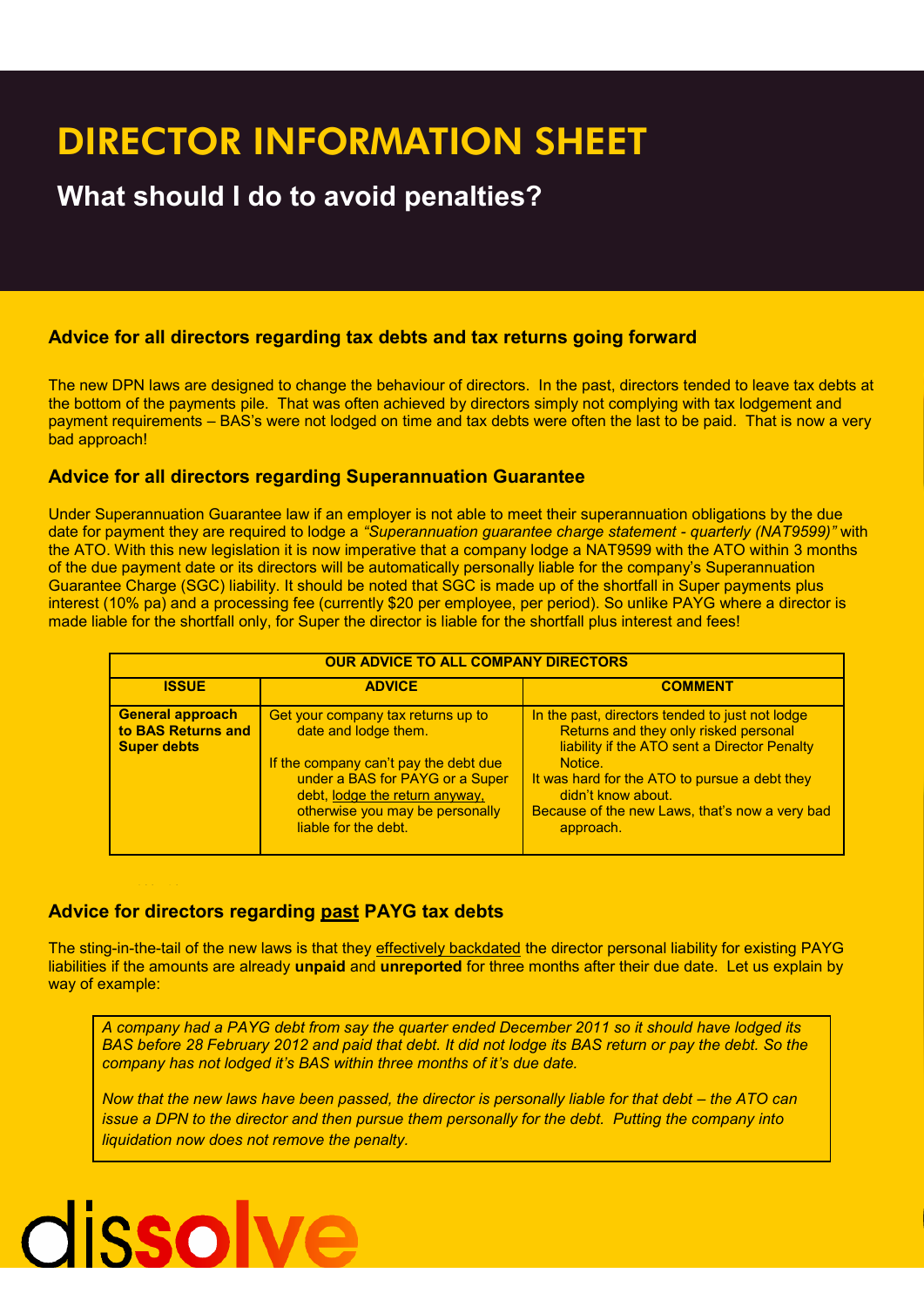# DIRECTOR INFORMATION SHEET

## What should I do to avoid penalties?

### Advice for all directors regarding tax debts and tax returns going forward

The new DPN laws are designed to change the behaviour of directors. In the past, directors tended to leave tax debts at the bottom of the payments pile. That was often achieved by directors simply not complying with tax lodgement and payment requirements – BAS's were not lodged on time and tax debts were often the last to be paid. That is now a very bad approach!

### Advice for all directors regarding Superannuation Guarantee

Under Superannuation Guarantee law if an employer is not able to meet their superannuation obligations by the due date for payment they are required to lodge a *"Superannuation guarantee charge statement - quarterly (NAT9599)"* with the ATO. With this new legislation it is now imperative that a company lodge a NAT9599 with the ATO within 3 months of the due payment date or its directors will be automatically personally liable for the company's Superannuation Guarantee Charge (SGC) liability. It should be noted that SGC is made up of the shortfall in Super payments plus interest (10% pa) and a processing fee (currently $20 per employee, per period). So unlike PAYG where a director is made liable for the shortfall only, for Super the director is liable for the shortfall plus interest and fees!

| OUR ADVICE TO ALL COMPANY DIRECTORS | | |
|---|---|---|
| **ISSUE** | **ADVICE** | **COMMENT** |
| **General approach to BAS Returns and Super debts** | Get your company tax returns up to date and lodge them.<br><br>If the company can't pay the debt due under a BAS for PAYG or a Super debt, <u>lodge the return anyway,</u> otherwise you may be personally liable for the debt. | In the past, directors tended to just not lodge Returns and they only risked personal liability if the ATO sent a Director Penalty Notice.<br>It was hard for the ATO to pursue a debt they didn't know about.<br>Because of the new Laws, that's now a very bad approach. |

### Advice for directors regarding <u>past</u> PAYG tax debts

The sting-in-the-tail of the new laws is that they <u>effectively backdated</u> the director personal liability for existing PAYG liabilities if the amounts are already **unpaid** and **unreported** for three months after their due date. Let us explain by way of example:

> *A company had a PAYG debt from say the quarter ended December 2011 so it should have lodged its BAS before 28 February 2012 and paid that debt. It did not lodge its BAS return or pay the debt. So the company has not lodged it's BAS within three months of it's due date.*
>
> *Now that the new laws have been passed, the director is personally liable for that debt – the ATO can issue a DPN to the director and then pursue them personally for the debt. Putting the company into liquidation now does not remove the penalty.*

dissolve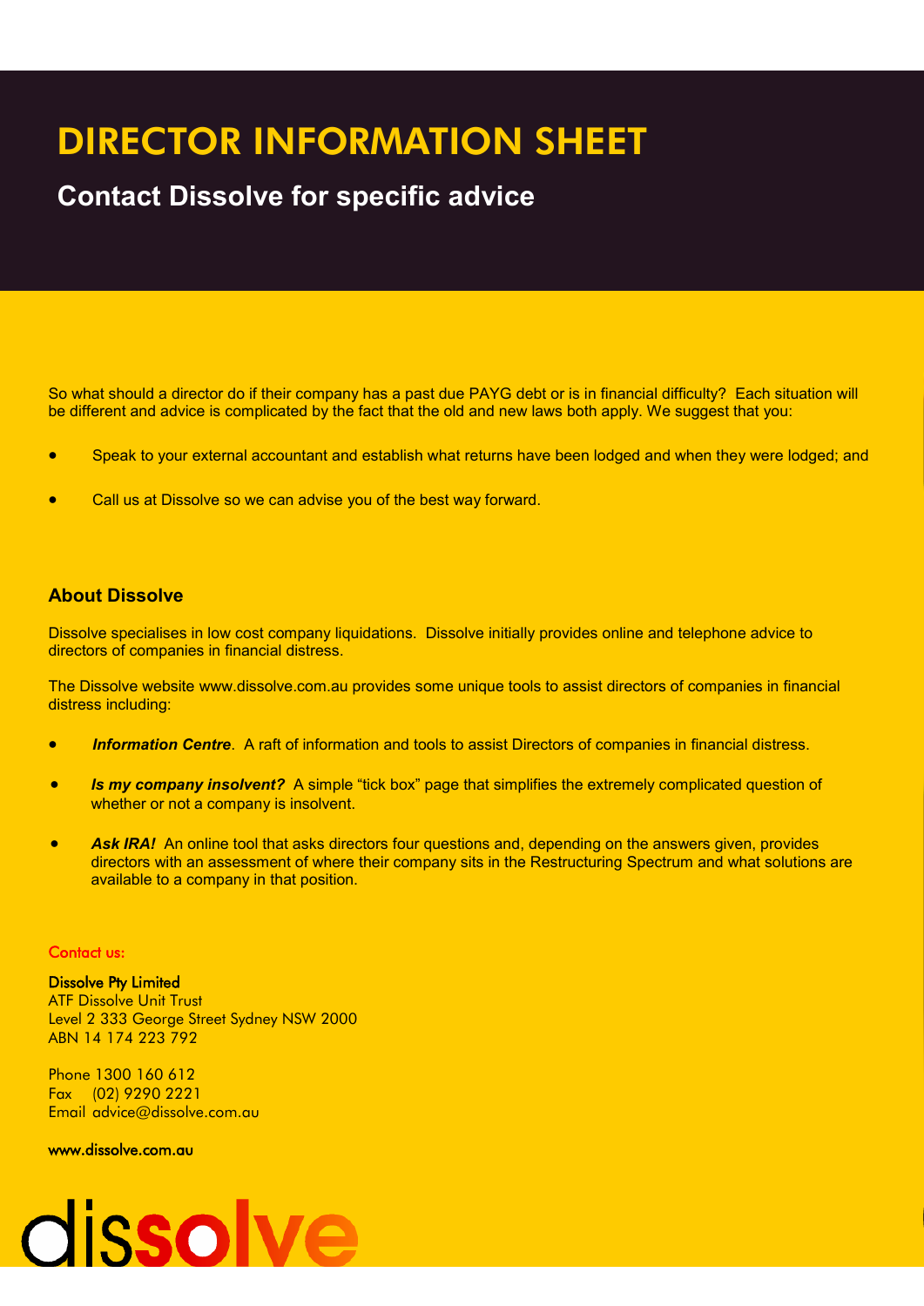# DIRECTOR INFORMATION SHEET

## Contact Dissolve for specific advice

So what should a director do if their company has a past due PAYG debt or is in financial difficulty? Each situation will be different and advice is complicated by the fact that the old and new laws both apply. We suggest that you:

- Speak to your external accountant and establish what returns have been lodged and when they were lodged; and
- Call us at Dissolve so we can advise you of the best way forward.

### About Dissolve

Dissolve specialises in low cost company liquidations. Dissolve initially provides online and telephone advice to directors of companies in financial distress.

The Dissolve website www.dissolve.com.au provides some unique tools to assist directors of companies in financial distress including:

- ***Information Centre***. A raft of information and tools to assist Directors of companies in financial distress.
- ***Is my company insolvent?*** A simple "tick box" page that simplifies the extremely complicated question of whether or not a company is insolvent.
- ***Ask IRA!*** An online tool that asks directors four questions and, depending on the answers given, provides directors with an assessment of where their company sits in the Restructuring Spectrum and what solutions are available to a company in that position.

Contact us:

Dissolve Pty Limited
ATF Dissolve Unit Trust
Level 2 333 George Street Sydney NSW 2000
ABN 14 174 223 792

Phone 1300 160 612
Fax (02) 9290 2221
Email advice@dissolve.com.au

www.dissolve.com.au

dissolve